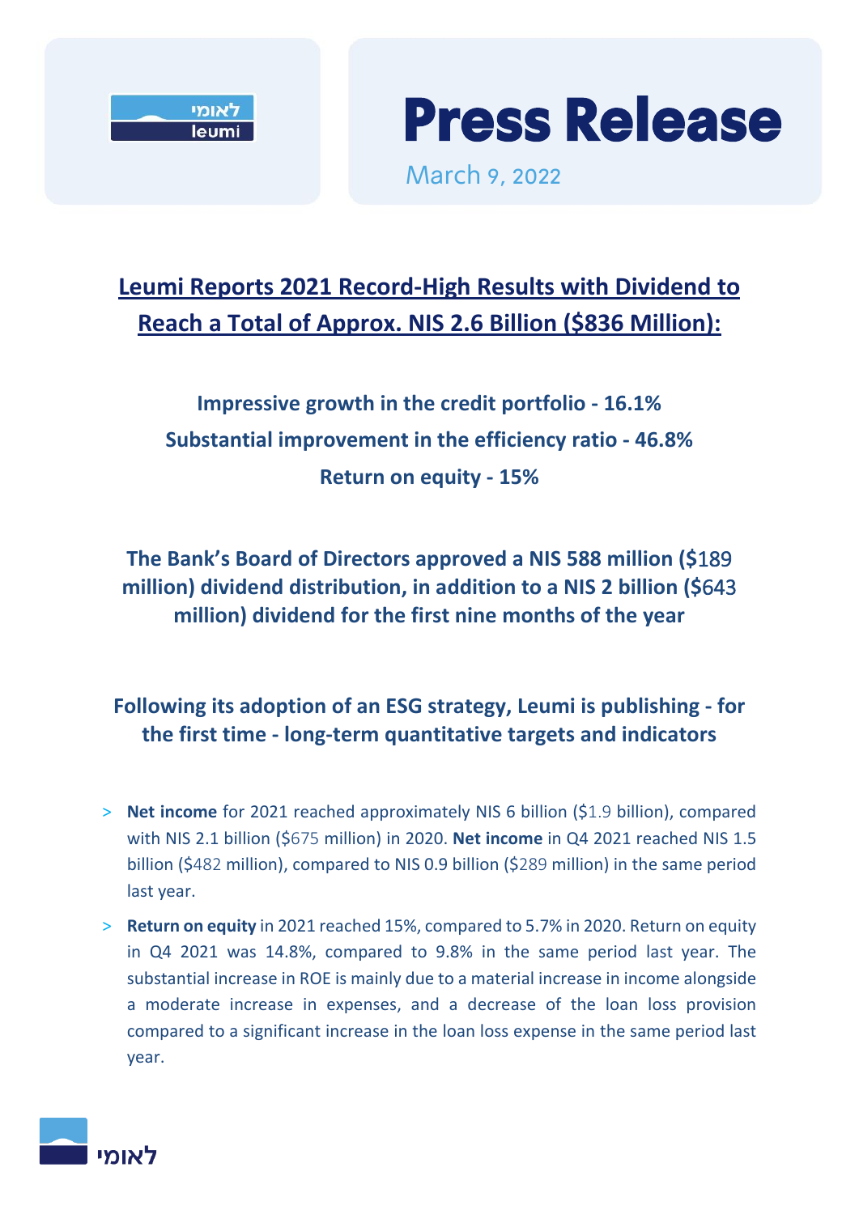לאומי
leumi

# Press Release

March 9, 2022

## Leumi Reports 2021 Record-High Results with Dividend to Reach a Total of Approx. NIS 2.6 Billion ($836 Million):

**Impressive growth in the credit portfolio - 16.1%**

**Substantial improvement in the efficiency ratio - 46.8%**

**Return on equity - 15%**

**The Bank's Board of Directors approved a NIS 588 million ($189 million) dividend distribution, in addition to a NIS 2 billion ($643 million) dividend for the first nine months of the year**

**Following its adoption of an ESG strategy, Leumi is publishing - for the first time - long-term quantitative targets and indicators**

- **Net income** for 2021 reached approximately NIS 6 billion ($1.9 billion), compared with NIS 2.1 billion ($675 million) in 2020. **Net income** in Q4 2021 reached NIS 1.5 billion ($482 million), compared to NIS 0.9 billion ($289 million) in the same period last year.
- **Return on equity** in 2021 reached 15%, compared to 5.7% in 2020. Return on equity in Q4 2021 was 14.8%, compared to 9.8% in the same period last year. The substantial increase in ROE is mainly due to a material increase in income alongside a moderate increase in expenses, and a decrease of the loan loss provision compared to a significant increase in the loan loss expense in the same period last year.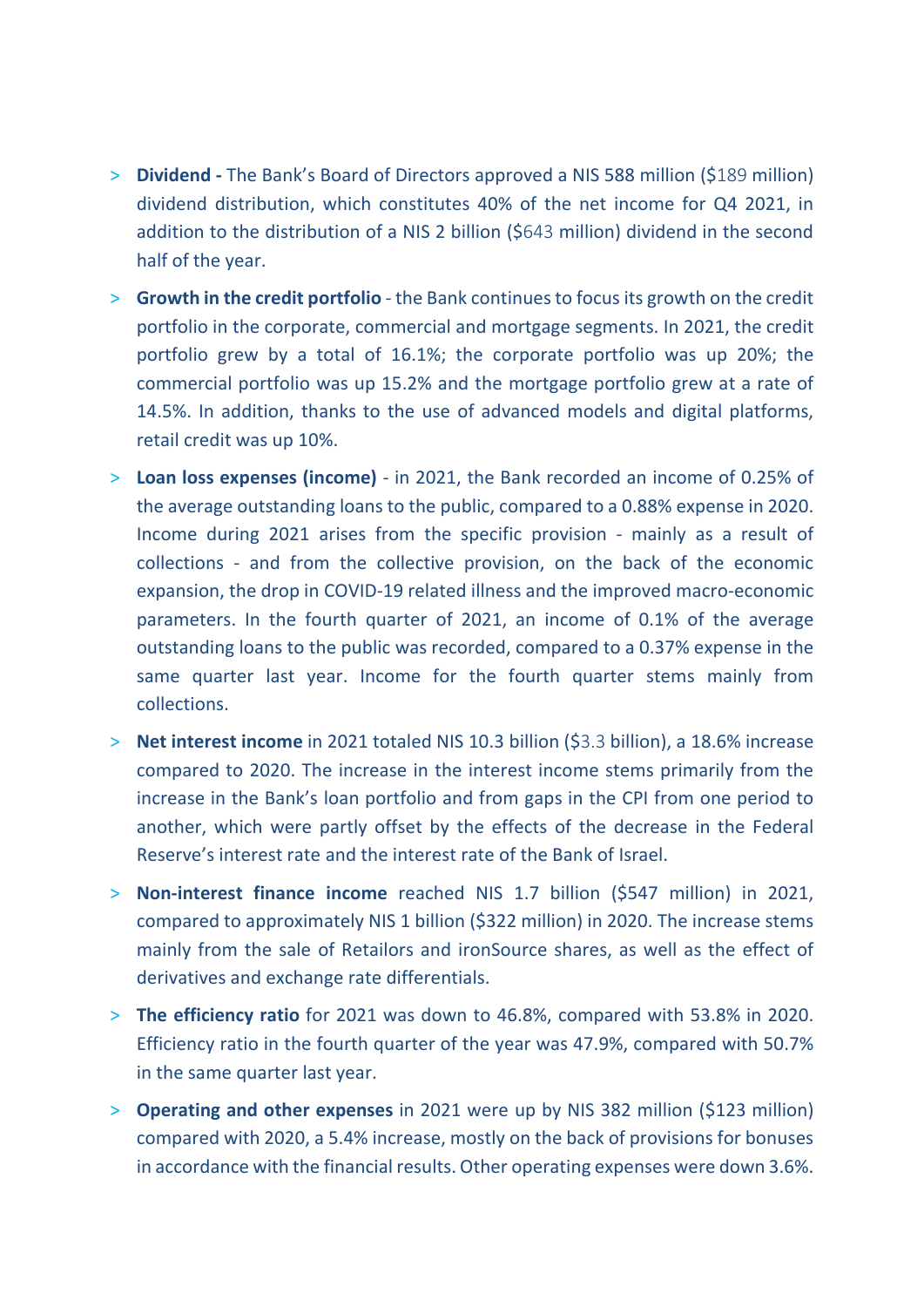- **Dividend -** The Bank's Board of Directors approved a NIS 588 million ($189 million) dividend distribution, which constitutes 40% of the net income for Q4 2021, in addition to the distribution of a NIS 2 billion ($643 million) dividend in the second half of the year.
- **Growth in the credit portfolio** - the Bank continues to focus its growth on the credit portfolio in the corporate, commercial and mortgage segments. In 2021, the credit portfolio grew by a total of 16.1%; the corporate portfolio was up 20%; the commercial portfolio was up 15.2% and the mortgage portfolio grew at a rate of 14.5%. In addition, thanks to the use of advanced models and digital platforms, retail credit was up 10%.
- **Loan loss expenses (income)** - in 2021, the Bank recorded an income of 0.25% of the average outstanding loans to the public, compared to a 0.88% expense in 2020. Income during 2021 arises from the specific provision - mainly as a result of collections - and from the collective provision, on the back of the economic expansion, the drop in COVID-19 related illness and the improved macro-economic parameters. In the fourth quarter of 2021, an income of 0.1% of the average outstanding loans to the public was recorded, compared to a 0.37% expense in the same quarter last year. Income for the fourth quarter stems mainly from collections.
- **Net interest income** in 2021 totaled NIS 10.3 billion ($3.3 billion), a 18.6% increase compared to 2020. The increase in the interest income stems primarily from the increase in the Bank's loan portfolio and from gaps in the CPI from one period to another, which were partly offset by the effects of the decrease in the Federal Reserve's interest rate and the interest rate of the Bank of Israel.
- **Non-interest finance income** reached NIS 1.7 billion ($547 million) in 2021, compared to approximately NIS 1 billion ($322 million) in 2020. The increase stems mainly from the sale of Retailors and ironSource shares, as well as the effect of derivatives and exchange rate differentials.
- **The efficiency ratio** for 2021 was down to 46.8%, compared with 53.8% in 2020. Efficiency ratio in the fourth quarter of the year was 47.9%, compared with 50.7% in the same quarter last year.
- **Operating and other expenses** in 2021 were up by NIS 382 million ($123 million) compared with 2020, a 5.4% increase, mostly on the back of provisions for bonuses in accordance with the financial results. Other operating expenses were down 3.6%.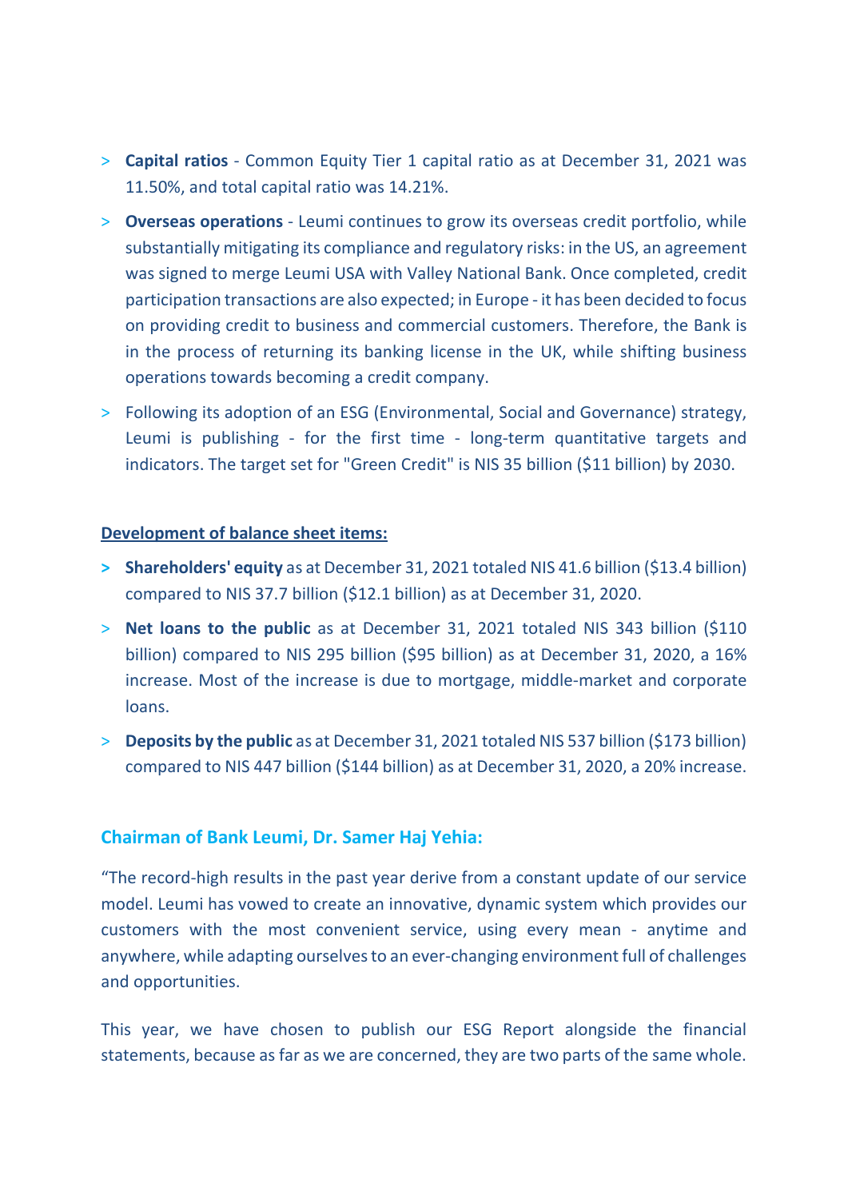- **Capital ratios** - Common Equity Tier 1 capital ratio as at December 31, 2021 was 11.50%, and total capital ratio was 14.21%.
- **Overseas operations** - Leumi continues to grow its overseas credit portfolio, while substantially mitigating its compliance and regulatory risks: in the US, an agreement was signed to merge Leumi USA with Valley National Bank. Once completed, credit participation transactions are also expected; in Europe - it has been decided to focus on providing credit to business and commercial customers. Therefore, the Bank is in the process of returning its banking license in the UK, while shifting business operations towards becoming a credit company.
- Following its adoption of an ESG (Environmental, Social and Governance) strategy, Leumi is publishing - for the first time - long-term quantitative targets and indicators. The target set for "Green Credit" is NIS 35 billion ($11 billion) by 2030.

**Development of balance sheet items:**

- **Shareholders' equity** as at December 31, 2021 totaled NIS 41.6 billion ($13.4 billion) compared to NIS 37.7 billion ($12.1 billion) as at December 31, 2020.
- **Net loans to the public** as at December 31, 2021 totaled NIS 343 billion ($110 billion) compared to NIS 295 billion ($95 billion) as at December 31, 2020, a 16% increase. Most of the increase is due to mortgage, middle-market and corporate loans.
- **Deposits by the public** as at December 31, 2021 totaled NIS 537 billion ($173 billion) compared to NIS 447 billion ($144 billion) as at December 31, 2020, a 20% increase.

## Chairman of Bank Leumi, Dr. Samer Haj Yehia:

"The record-high results in the past year derive from a constant update of our service model. Leumi has vowed to create an innovative, dynamic system which provides our customers with the most convenient service, using every mean - anytime and anywhere, while adapting ourselves to an ever-changing environment full of challenges and opportunities.

This year, we have chosen to publish our ESG Report alongside the financial statements, because as far as we are concerned, they are two parts of the same whole.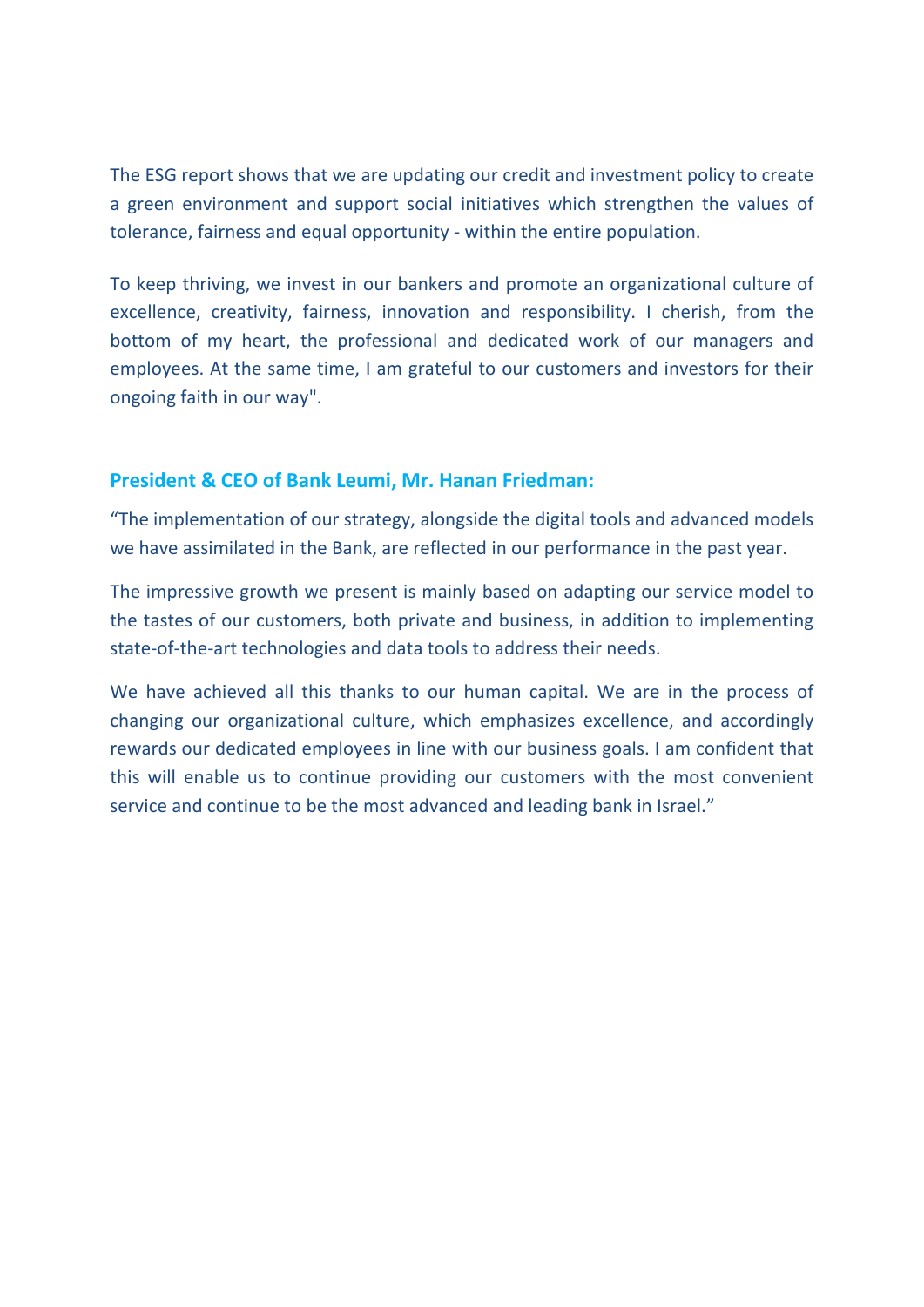The ESG report shows that we are updating our credit and investment policy to create a green environment and support social initiatives which strengthen the values of tolerance, fairness and equal opportunity - within the entire population.

To keep thriving, we invest in our bankers and promote an organizational culture of excellence, creativity, fairness, innovation and responsibility. I cherish, from the bottom of my heart, the professional and dedicated work of our managers and employees. At the same time, I am grateful to our customers and investors for their ongoing faith in our way".

**President & CEO of Bank Leumi, Mr. Hanan Friedman:**

"The implementation of our strategy, alongside the digital tools and advanced models we have assimilated in the Bank, are reflected in our performance in the past year.

The impressive growth we present is mainly based on adapting our service model to the tastes of our customers, both private and business, in addition to implementing state-of-the-art technologies and data tools to address their needs.

We have achieved all this thanks to our human capital. We are in the process of changing our organizational culture, which emphasizes excellence, and accordingly rewards our dedicated employees in line with our business goals. I am confident that this will enable us to continue providing our customers with the most convenient service and continue to be the most advanced and leading bank in Israel."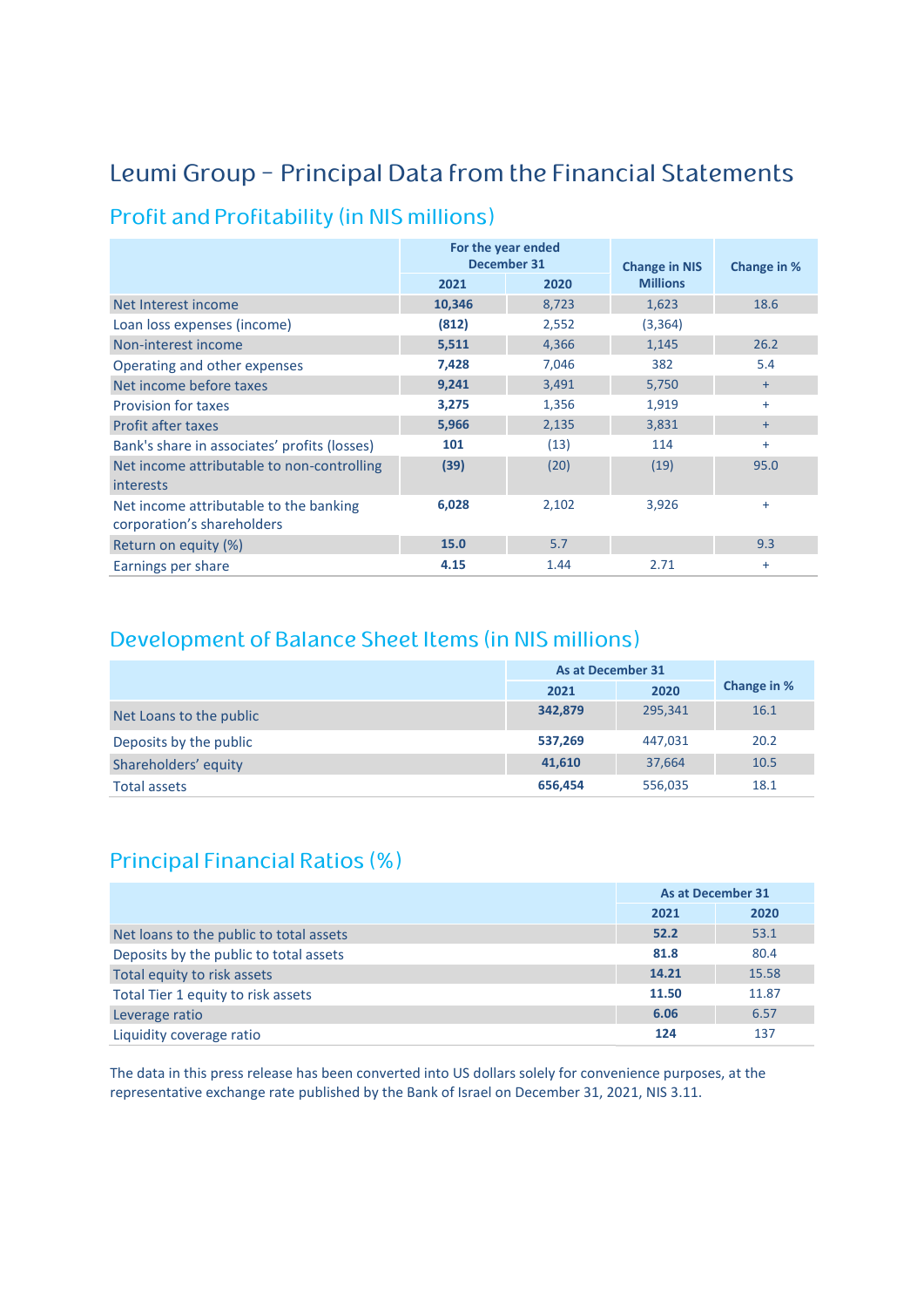# Leumi Group – Principal Data from the Financial Statements

## Profit and Profitability (in NIS millions)

| | For the year ended December 31 | | Change in NIS Millions | Change in % |
|---|---|---|---|---|
| | **2021** | **2020** | | |
| Net Interest income | **10,346** | 8,723 | 1,623 | 18.6 |
| Loan loss expenses (income) | **(812)** | 2,552 | (3,364) | |
| Non-interest income | **5,511** | 4,366 | 1,145 | 26.2 |
| Operating and other expenses | **7,428** | 7,046 | 382 | 5.4 |
| Net income before taxes | **9,241** | 3,491 | 5,750 | + |
| Provision for taxes | **3,275** | 1,356 | 1,919 | + |
| Profit after taxes | **5,966** | 2,135 | 3,831 | + |
| Bank's share in associates' profits (losses) | **101** | (13) | 114 | + |
| Net income attributable to non-controlling interests | **(39)** | (20) | (19) | 95.0 |
| Net income attributable to the banking corporation's shareholders | **6,028** | 2,102 | 3,926 | + |
| Return on equity (%) | **15.0** | 5.7 | | 9.3 |
| Earnings per share | **4.15** | 1.44 | 2.71 | + |

## Development of Balance Sheet Items (in NIS millions)

| | As at December 31 | | Change in % |
|---|---|---|---|
| | **2021** | **2020** | |
| Net Loans to the public | **342,879** | 295,341 | 16.1 |
| Deposits by the public | **537,269** | 447,031 | 20.2 |
| Shareholders' equity | **41,610** | 37,664 | 10.5 |
| Total assets | **656,454** | 556,035 | 18.1 |

## Principal Financial Ratios (%)

| | As at December 31 | |
|---|---|---|
| | **2021** | **2020** |
| Net loans to the public to total assets | **52.2** | 53.1 |
| Deposits by the public to total assets | **81.8** | 80.4 |
| Total equity to risk assets | **14.21** | 15.58 |
| Total Tier 1 equity to risk assets | **11.50** | 11.87 |
| Leverage ratio | **6.06** | 6.57 |
| Liquidity coverage ratio | **124** | 137 |

The data in this press release has been converted into US dollars solely for convenience purposes, at the representative exchange rate published by the Bank of Israel on December 31, 2021, NIS 3.11.